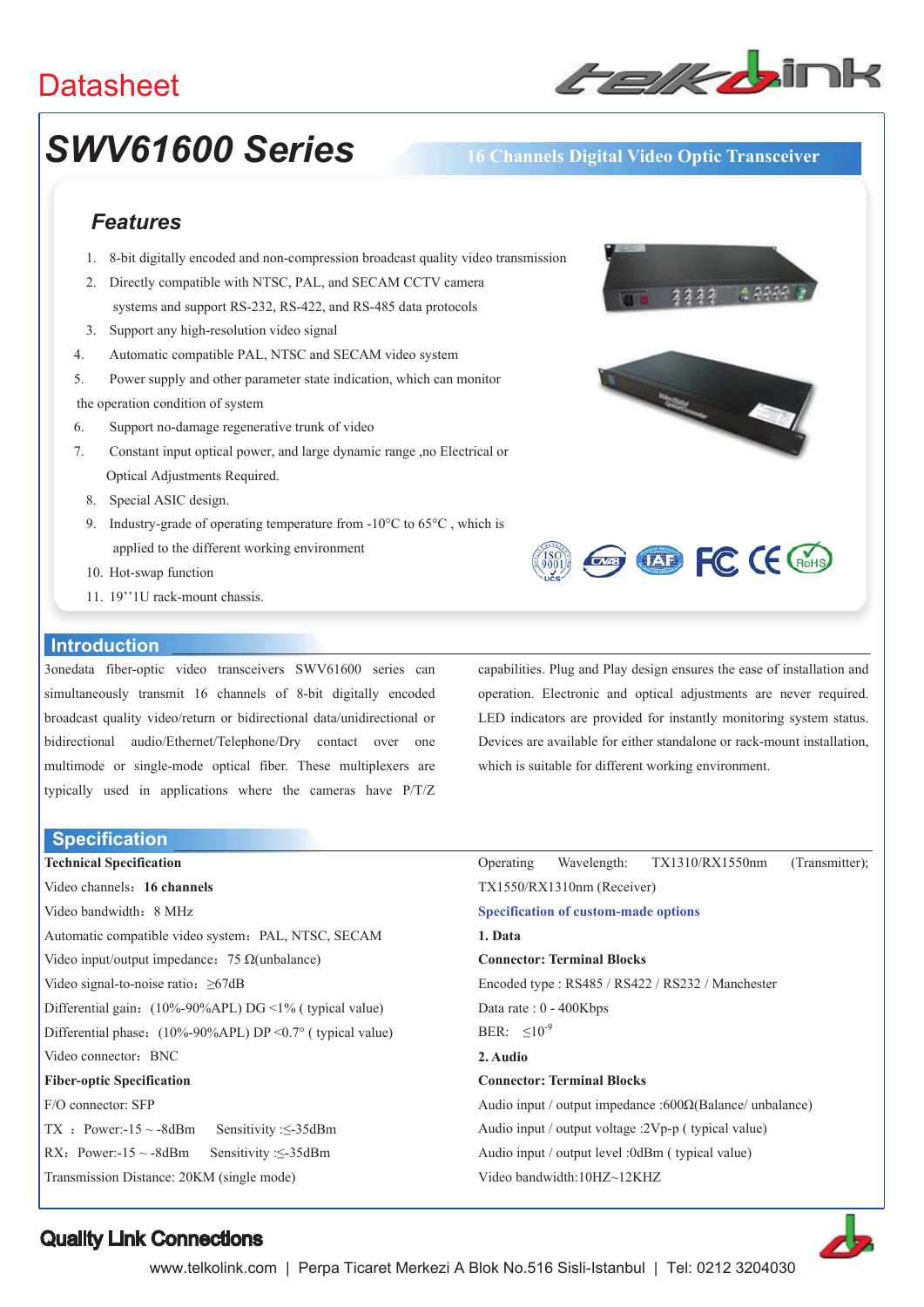# Datasheet

# SWV61600 Series

**16 Channels Digital Video Optic Transceiver**

## Features

1. 8-bit digitally encoded and non-compression broadcast quality video transmission
2. Directly compatible with NTSC, PAL, and SECAM CCTV camera systems and support RS-232, RS-422, and RS-485 data protocols
3. Support any high-resolution video signal
4. Automatic compatible PAL, NTSC and SECAM video system
5. Power supply and other parameter state indication, which can monitor the operation condition of system
6. Support no-damage regenerative trunk of video
7. Constant input optical power, and large dynamic range ,no Electrical or Optical Adjustments Required.
8. Special ASIC design.
9. Industry-grade of operating temperature from -10°C to 65°C , which is applied to the different working environment
10. Hot-swap function
11. 19''1U rack-mount chassis.

## Introduction

3onedata fiber-optic video transceivers SWV61600 series can simultaneously transmit 16 channels of 8-bit digitally encoded broadcast quality video/return or bidirectional data/unidirectional or bidirectional audio/Ethernet/Telephone/Dry contact over one multimode or single-mode optical fiber. These multiplexers are typically used in applications where the cameras have P/T/Z capabilities. Plug and Play design ensures the ease of installation and operation. Electronic and optical adjustments are never required. LED indicators are provided for instantly monitoring system status. Devices are available for either standalone or rack-mount installation, which is suitable for different working environment.

## Specification

**Technical Specification**

Video channels：**16 channels**

Video bandwidth：8 MHz

Automatic compatible video system：PAL, NTSC, SECAM

Video input/output impedance：75 Ω(unbalance)

Video signal-to-noise ratio：≥67dB

Differential gain：(10%-90%APL) DG <1% ( typical value)

Differential phase：(10%-90%APL) DP <0.7° ( typical value)

Video connector：BNC

**Fiber-optic Specification**

F/O connector: SFP

TX ：Power:-15 ~ -8dBm   Sensitivity :≤-35dBm

RX：Power:-15 ~ -8dBm   Sensitivity :≤-35dBm

Transmission Distance: 20KM (single mode)

Operating Wavelength: TX1310/RX1550nm (Transmitter); TX1550/RX1310nm (Receiver)

**Specification of custom-made options**

**1. Data**

**Connector: Terminal Blocks**

Encoded type : RS485 / RS422 / RS232 / Manchester

Data rate : 0 - 400Kbps

BER: $\leq 10^{-9}$

**2. Audio**

**Connector: Terminal Blocks**

Audio input / output impedance :600Ω(Balance/ unbalance)

Audio input / output voltage :2Vp-p ( typical value)

Audio input / output level :0dBm ( typical value)

Video bandwidth:10HZ~12KHZ

**Quality Link Connections**

www.telkolink.com | Perpa Ticaret Merkezi A Blok No.516 Sisli-Istanbul | Tel: 0212 3204030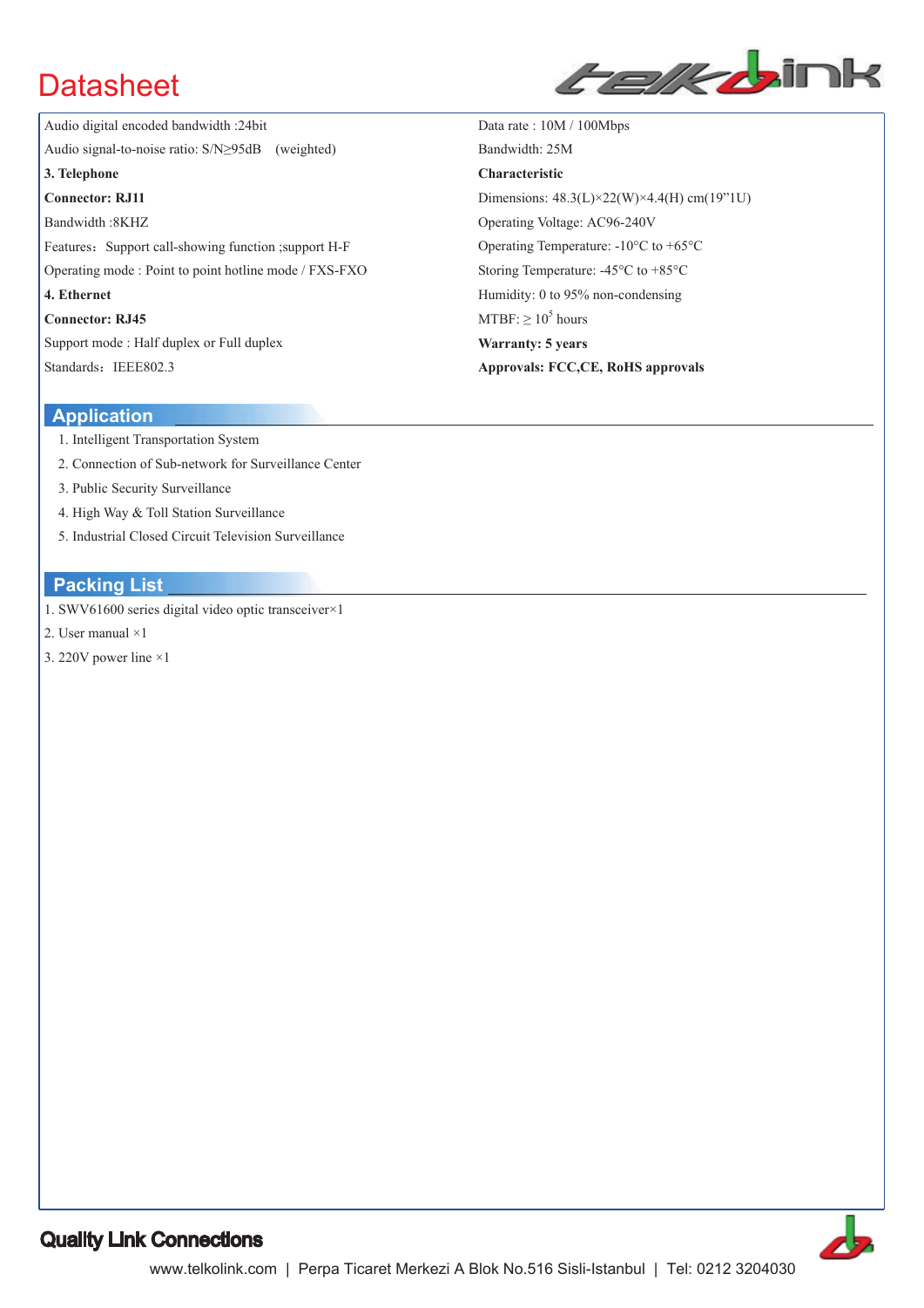# Datasheet

Audio digital encoded bandwidth :24bit

Audio signal-to-noise ratio: S/N≥95dB (weighted)

**3. Telephone**

**Connector: RJ11**

Bandwidth :8KHZ

Features：Support call-showing function ;support H-F

Operating mode : Point to point hotline mode / FXS-FXO

**4. Ethernet**

**Connector: RJ45**

Support mode : Half duplex or Full duplex

Standards：IEEE802.3

Data rate : 10M / 100Mbps

Bandwidth: 25M

**Characteristic**

Dimensions: 48.3(L)×22(W)×4.4(H) cm(19”1U)

Operating Voltage: AC96-240V

Operating Temperature: -10°C to +65°C

Storing Temperature: -45°C to +85°C

Humidity: 0 to 95% non-condensing

MTBF: ≥ $10^5$ hours

**Warranty: 5 years**

**Approvals: FCC,CE, RoHS approvals**

## Application

1. Intelligent Transportation System
2. Connection of Sub-network for Surveillance Center
3. Public Security Surveillance
4. High Way & Toll Station Surveillance
5. Industrial Closed Circuit Television Surveillance

## Packing List

1. SWV61600 series digital video optic transceiver×1
2. User manual ×1
3. 220V power line ×1

**Quality Link Connections**

www.telkolink.com | Perpa Ticaret Merkezi A Blok No.516 Sisli-Istanbul | Tel: 0212 3204030